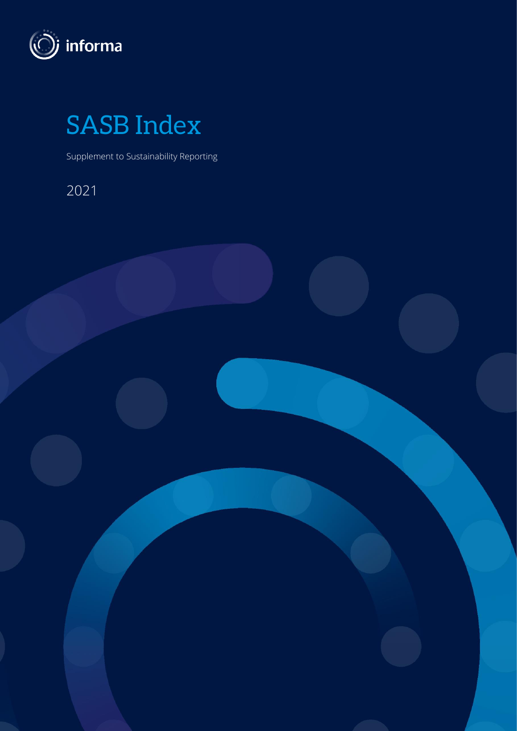informa

# SASB Index

Supplement to Sustainability Reporting

2021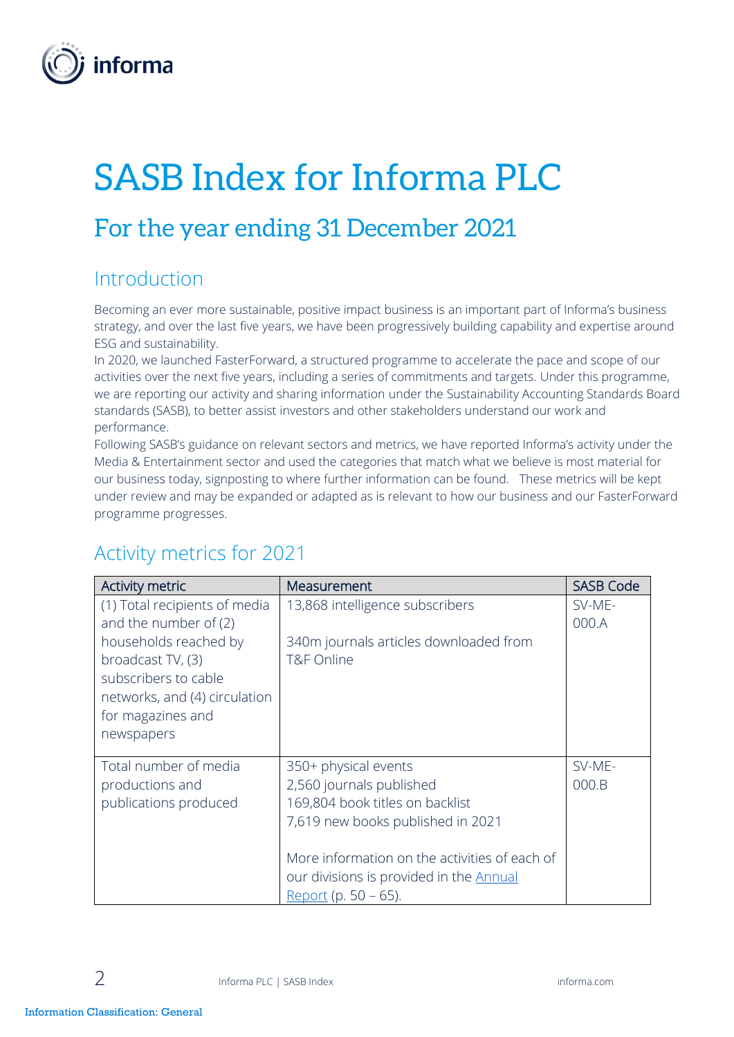# SASB Index for Informa PLC

## For the year ending 31 December 2021

### Introduction

Becoming an ever more sustainable, positive impact business is an important part of Informa's business strategy, and over the last five years, we have been progressively building capability and expertise around ESG and sustainability.

In 2020, we launched FasterForward, a structured programme to accelerate the pace and scope of our activities over the next five years, including a series of commitments and targets. Under this programme, we are reporting our activity and sharing information under the Sustainability Accounting Standards Board standards (SASB), to better assist investors and other stakeholders understand our work and performance.

Following SASB's guidance on relevant sectors and metrics, we have reported Informa's activity under the Media & Entertainment sector and used the categories that match what we believe is most material for our business today, signposting to where further information can be found. These metrics will be kept under review and may be expanded or adapted as is relevant to how our business and our FasterForward programme progresses.

### Activity metrics for 2021

| Activity metric | Measurement | SASB Code |
|---|---|---|
| (1) Total recipients of media and the number of (2) households reached by broadcast TV, (3) subscribers to cable networks, and (4) circulation for magazines and newspapers | 13,868 intelligence subscribers<br><br>340m journals articles downloaded from T&F Online | SV-ME-000.A |
| Total number of media productions and publications produced | 350+ physical events<br>2,560 journals published<br>169,804 book titles on backlist<br>7,619 new books published in 2021<br><br>More information on the activities of each of our divisions is provided in the Annual Report (p. 50 – 65). | SV-ME-000.B |

Information Classification: General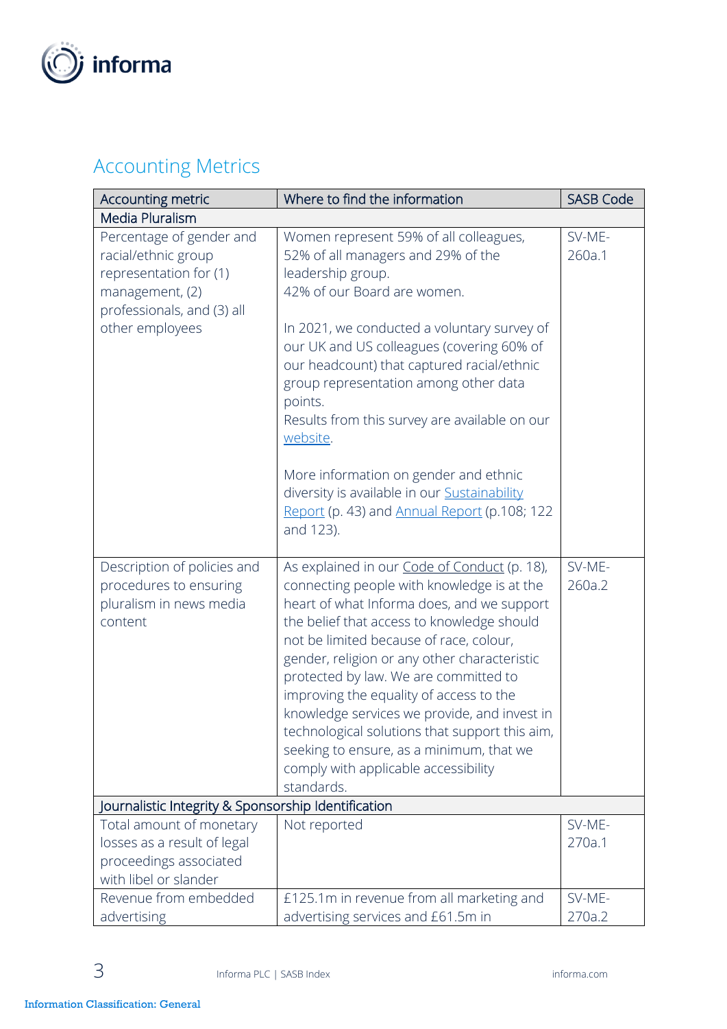## Accounting Metrics

| Accounting metric | Where to find the information | SASB Code |
|---|---|---|
| **Media Pluralism** | | |
| Percentage of gender and racial/ethnic group representation for (1) management, (2) professionals, and (3) all other employees | Women represent 59% of all colleagues, 52% of all managers and 29% of the leadership group.<br>42% of our Board are women.<br><br>In 2021, we conducted a voluntary survey of our UK and US colleagues (covering 60% of our headcount) that captured racial/ethnic group representation among other data points.<br>Results from this survey are available on our website.<br><br>More information on gender and ethnic diversity is available in our Sustainability Report (p. 43) and Annual Report (p.108; 122 and 123). | SV-ME-260a.1 |
| Description of policies and procedures to ensuring pluralism in news media content | As explained in our Code of Conduct (p. 18), connecting people with knowledge is at the heart of what Informa does, and we support the belief that access to knowledge should not be limited because of race, colour, gender, religion or any other characteristic protected by law. We are committed to improving the equality of access to the knowledge services we provide, and invest in technological solutions that support this aim, seeking to ensure, as a minimum, that we comply with applicable accessibility standards. | SV-ME-260a.2 |
| **Journalistic Integrity & Sponsorship Identification** | | |
| Total amount of monetary losses as a result of legal proceedings associated with libel or slander | Not reported | SV-ME-270a.1 |
| Revenue from embedded advertising | £125.1m in revenue from all marketing and advertising services and £61.5m in | SV-ME-270a.2 |

Information Classification: General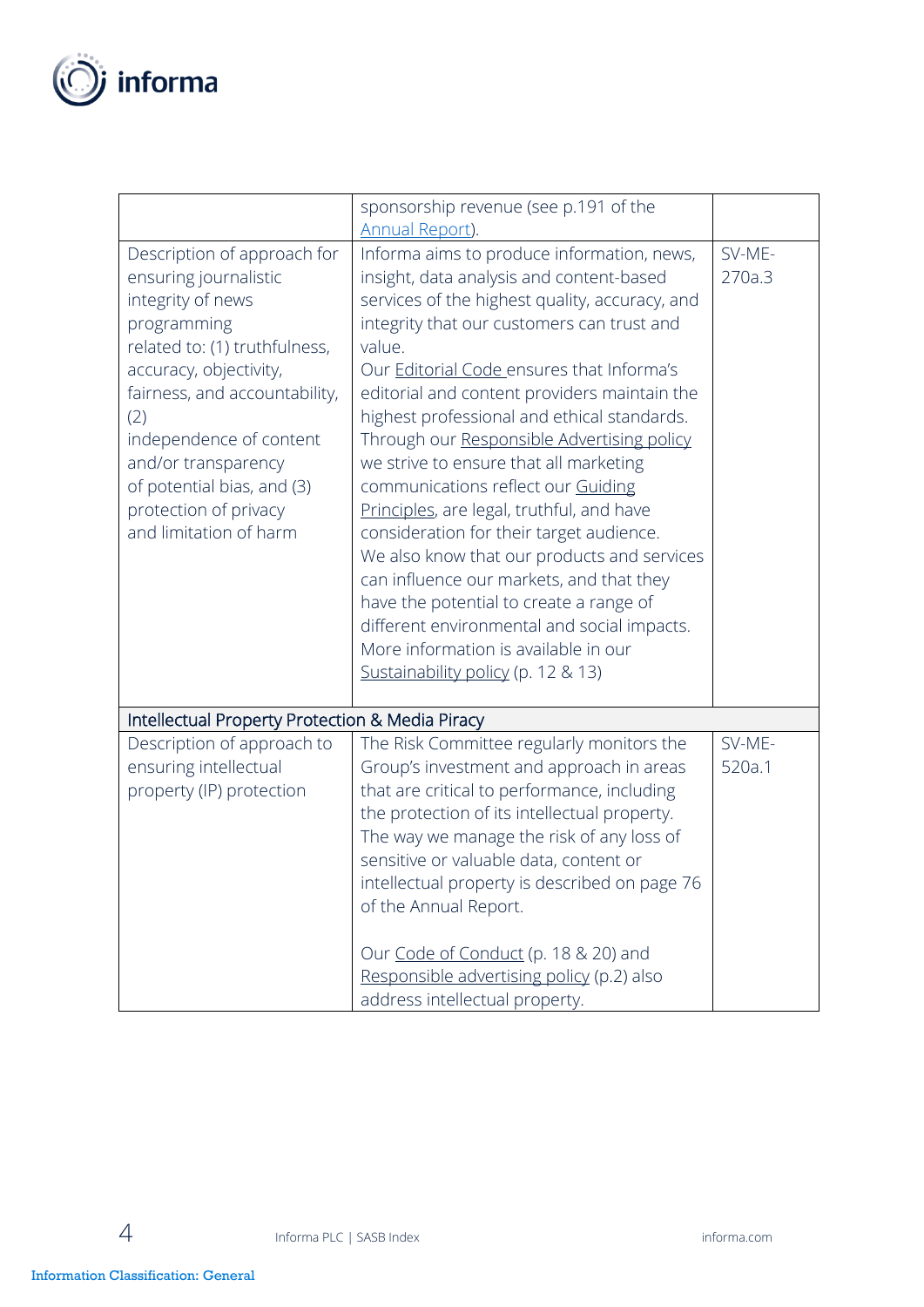| | | |
|---|---|---|
| | sponsorship revenue (see p.191 of the Annual Report). | |
| Description of approach for ensuring journalistic integrity of news programming related to: (1) truthfulness, accuracy, objectivity, fairness, and accountability, (2) independence of content and/or transparency of potential bias, and (3) protection of privacy and limitation of harm | Informa aims to produce information, news, insight, data analysis and content-based services of the highest quality, accuracy, and integrity that our customers can trust and value. Our Editorial Code ensures that Informa's editorial and content providers maintain the highest professional and ethical standards. Through our Responsible Advertising policy we strive to ensure that all marketing communications reflect our Guiding Principles, are legal, truthful, and have consideration for their target audience. We also know that our products and services can influence our markets, and that they have the potential to create a range of different environmental and social impacts. More information is available in our Sustainability policy (p. 12 & 13) | SV-ME-270a.3 |
| **Intellectual Property Protection & Media Piracy** | | |
| Description of approach to ensuring intellectual property (IP) protection | The Risk Committee regularly monitors the Group's investment and approach in areas that are critical to performance, including the protection of its intellectual property. The way we manage the risk of any loss of sensitive or valuable data, content or intellectual property is described on page 76 of the Annual Report.<br><br>Our Code of Conduct (p. 18 & 20) and Responsible advertising policy (p.2) also address intellectual property. | SV-ME-520a.1 |

Information Classification: General